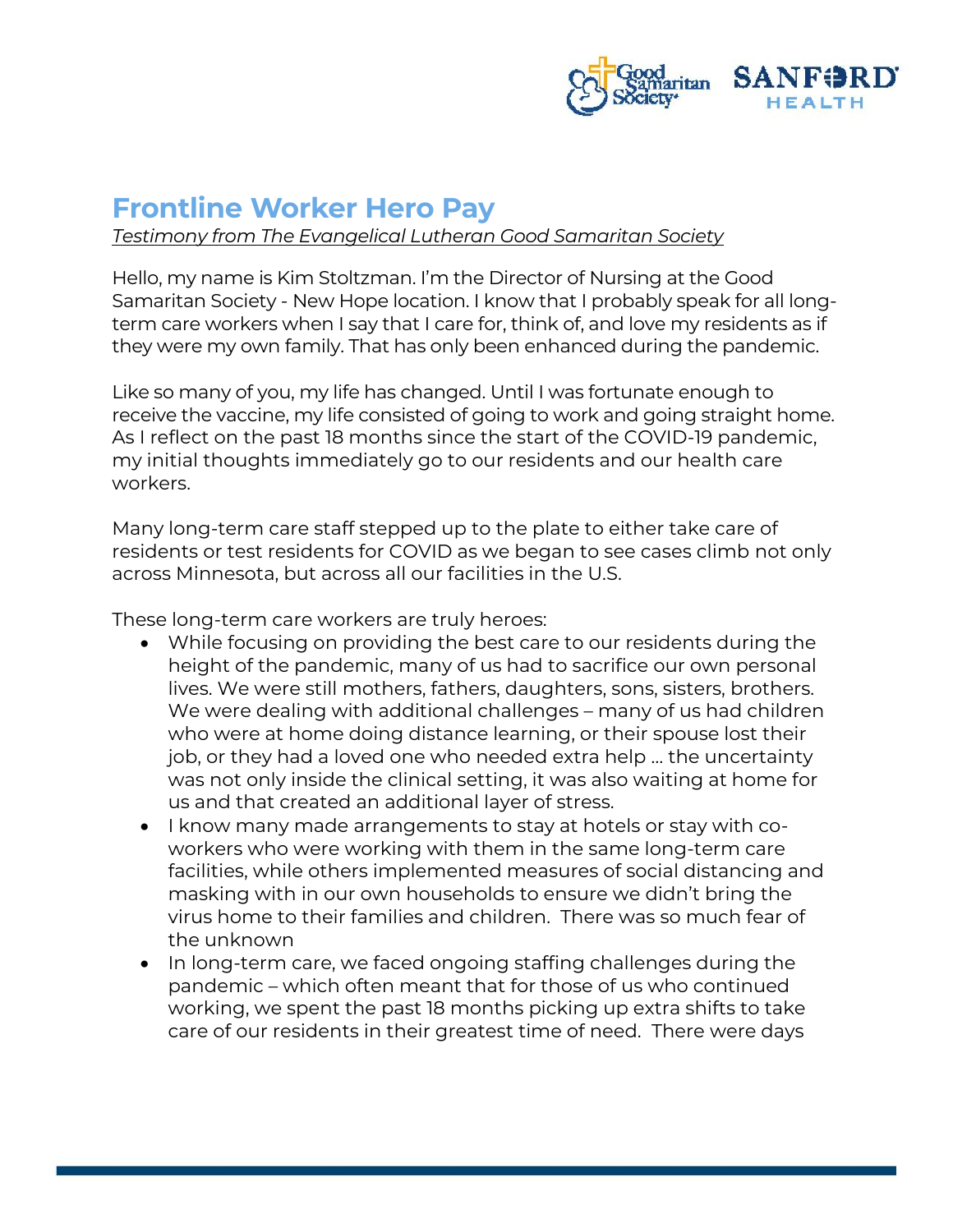# Frontline Worker Hero Pay

_Testimony from The Evangelical Lutheran Good Samaritan Society_

Hello, my name is Kim Stoltzman. I'm the Director of Nursing at the Good Samaritan Society - New Hope location. I know that I probably speak for all long-term care workers when I say that I care for, think of, and love my residents as if they were my own family. That has only been enhanced during the pandemic.

Like so many of you, my life has changed. Until I was fortunate enough to receive the vaccine, my life consisted of going to work and going straight home. As I reflect on the past 18 months since the start of the COVID-19 pandemic, my initial thoughts immediately go to our residents and our health care workers.

Many long-term care staff stepped up to the plate to either take care of residents or test residents for COVID as we began to see cases climb not only across Minnesota, but across all our facilities in the U.S.

These long-term care workers are truly heroes:

- While focusing on providing the best care to our residents during the height of the pandemic, many of us had to sacrifice our own personal lives. We were still mothers, fathers, daughters, sons, sisters, brothers. We were dealing with additional challenges – many of us had children who were at home doing distance learning, or their spouse lost their job, or they had a loved one who needed extra help … the uncertainty was not only inside the clinical setting, it was also waiting at home for us and that created an additional layer of stress.
- I know many made arrangements to stay at hotels or stay with co-workers who were working with them in the same long-term care facilities, while others implemented measures of social distancing and masking with in our own households to ensure we didn't bring the virus home to their families and children. There was so much fear of the unknown
- In long-term care, we faced ongoing staffing challenges during the pandemic – which often meant that for those of us who continued working, we spent the past 18 months picking up extra shifts to take care of our residents in their greatest time of need. There were days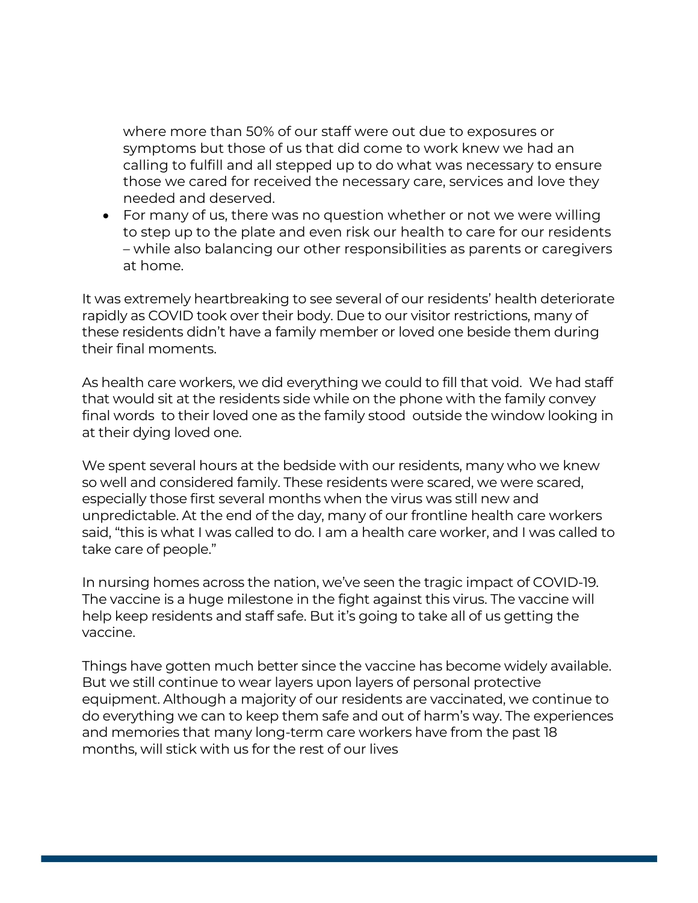where more than 50% of our staff were out due to exposures or symptoms but those of us that did come to work knew we had an calling to fulfill and all stepped up to do what was necessary to ensure those we cared for received the necessary care, services and love they needed and deserved.

- For many of us, there was no question whether or not we were willing to step up to the plate and even risk our health to care for our residents – while also balancing our other responsibilities as parents or caregivers at home.

It was extremely heartbreaking to see several of our residents' health deteriorate rapidly as COVID took over their body. Due to our visitor restrictions, many of these residents didn't have a family member or loved one beside them during their final moments.

As health care workers, we did everything we could to fill that void. We had staff that would sit at the residents side while on the phone with the family convey final words to their loved one as the family stood outside the window looking in at their dying loved one.

We spent several hours at the bedside with our residents, many who we knew so well and considered family. These residents were scared, we were scared, especially those first several months when the virus was still new and unpredictable. At the end of the day, many of our frontline health care workers said, "this is what I was called to do. I am a health care worker, and I was called to take care of people."

In nursing homes across the nation, we've seen the tragic impact of COVID-19. The vaccine is a huge milestone in the fight against this virus. The vaccine will help keep residents and staff safe. But it's going to take all of us getting the vaccine.

Things have gotten much better since the vaccine has become widely available. But we still continue to wear layers upon layers of personal protective equipment. Although a majority of our residents are vaccinated, we continue to do everything we can to keep them safe and out of harm's way. The experiences and memories that many long-term care workers have from the past 18 months, will stick with us for the rest of our lives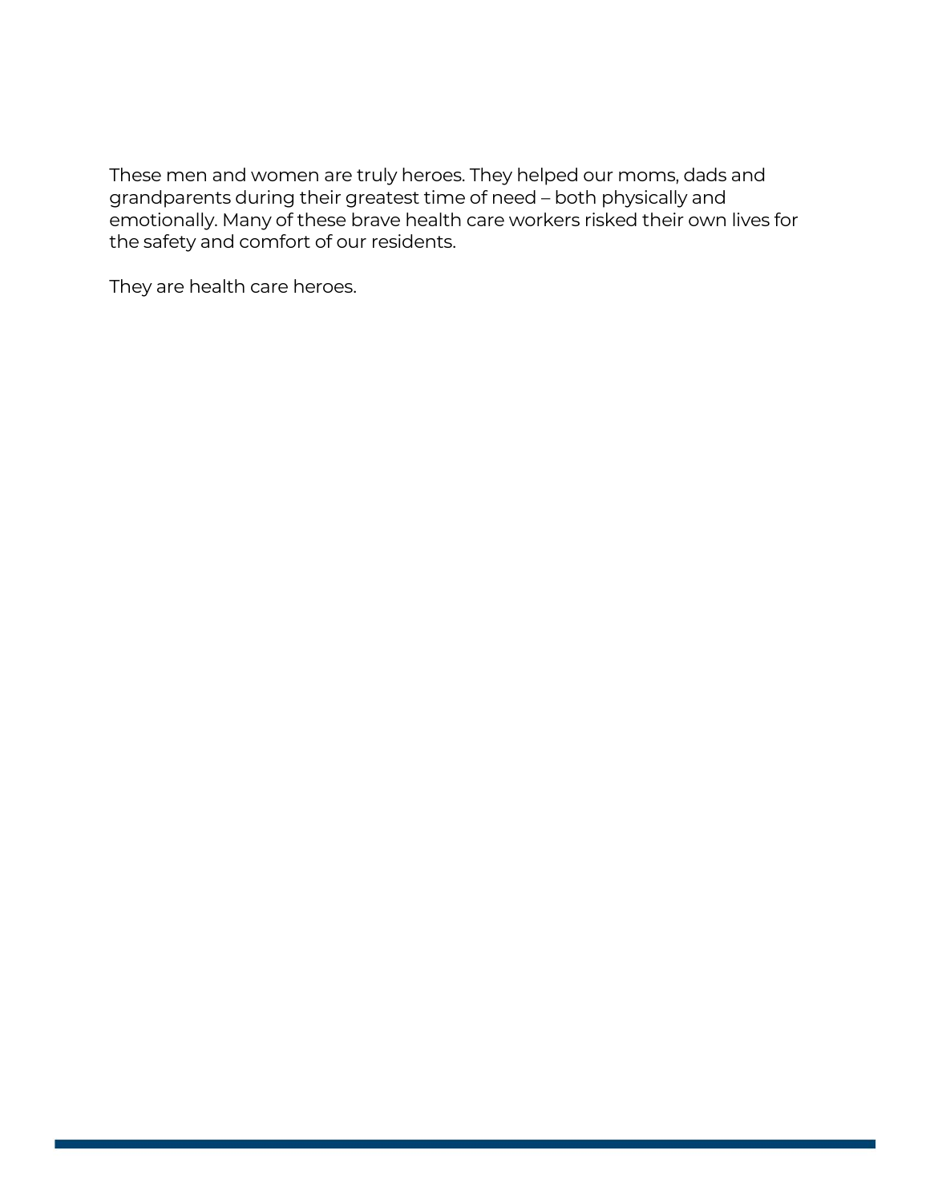These men and women are truly heroes. They helped our moms, dads and grandparents during their greatest time of need – both physically and emotionally. Many of these brave health care workers risked their own lives for the safety and comfort of our residents.

They are health care heroes.